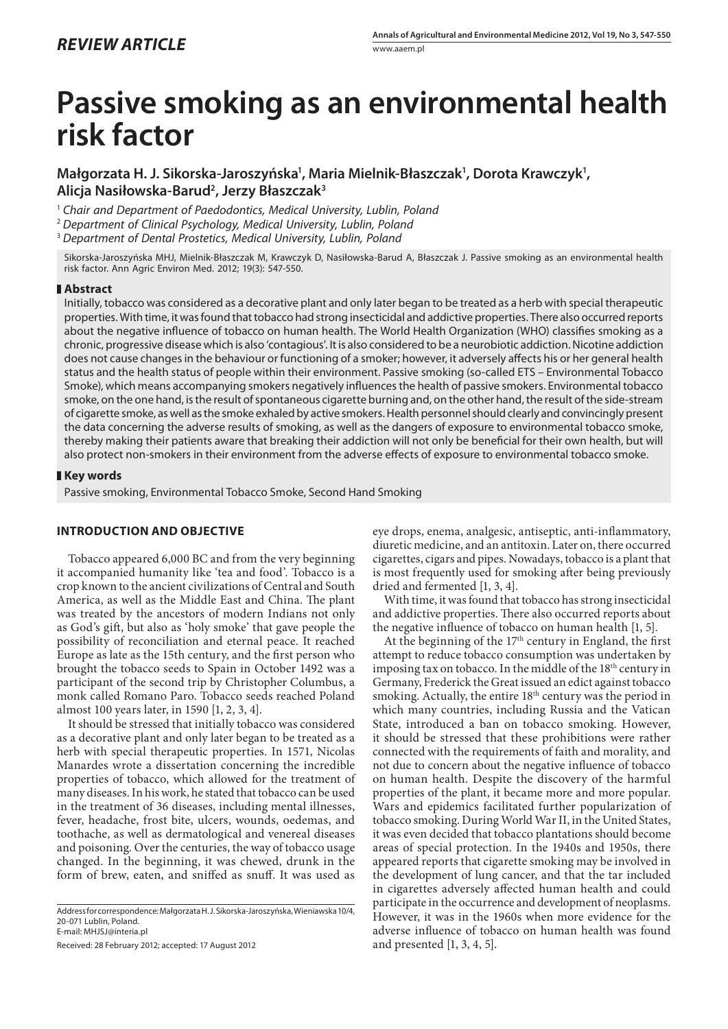*REVIEW ARTICLE*

www.aaem.pl

# Passive smoking as an environmental health risk factor

**Małgorzata H. J. Sikorska-Jaroszyńska[1], Maria Mielnik-Błaszczak[1], Dorota Krawczyk[1], Alicja Nasiłowska-Barud[2], Jerzy Błaszczak[3]**

[1] *Chair and Department of Paedodontics, Medical University, Lublin, Poland*
[2] *Department of Clinical Psychology, Medical University, Lublin, Poland*
[3] *Department of Dental Prostetics, Medical University, Lublin, Poland*

Sikorska-Jaroszyńska MHJ, Mielnik-Błaszczak M, Krawczyk D, Nasiłowska-Barud A, Błaszczak J. Passive smoking as an environmental health risk factor. Ann Agric Environ Med. 2012; 19(3): 547-550.

## Abstract

Initially, tobacco was considered as a decorative plant and only later began to be treated as a herb with special therapeutic properties. With time, it was found that tobacco had strong insecticidal and addictive properties. There also occurred reports about the negative influence of tobacco on human health. The World Health Organization (WHO) classifies smoking as a chronic, progressive disease which is also 'contagious'. It is also considered to be a neurobiotic addiction. Nicotine addiction does not cause changes in the behaviour or functioning of a smoker; however, it adversely affects his or her general health status and the health status of people within their environment. Passive smoking (so-called ETS – Environmental Tobacco Smoke), which means accompanying smokers negatively influences the health of passive smokers. Environmental tobacco smoke, on the one hand, is the result of spontaneous cigarette burning and, on the other hand, the result of the side-stream of cigarette smoke, as well as the smoke exhaled by active smokers. Health personnel should clearly and convincingly present the data concerning the adverse results of smoking, as well as the dangers of exposure to environmental tobacco smoke, thereby making their patients aware that breaking their addiction will not only be beneficial for their own health, but will also protect non-smokers in their environment from the adverse effects of exposure to environmental tobacco smoke.

## Key words

Passive smoking, Environmental Tobacco Smoke, Second Hand Smoking

## INTRODUCTION AND OBJECTIVE

Tobacco appeared 6,000 BC and from the very beginning it accompanied humanity like 'tea and food'. Tobacco is a crop known to the ancient civilizations of Central and South America, as well as the Middle East and China. The plant was treated by the ancestors of modern Indians not only as God's gift, but also as 'holy smoke' that gave people the possibility of reconciliation and eternal peace. It reached Europe as late as the 15th century, and the first person who brought the tobacco seeds to Spain in October 1492 was a participant of the second trip by Christopher Columbus, a monk called Romano Paro. Tobacco seeds reached Poland almost 100 years later, in 1590 [1, 2, 3, 4].

It should be stressed that initially tobacco was considered as a decorative plant and only later began to be treated as a herb with special therapeutic properties. In 1571, Nicolas Manardes wrote a dissertation concerning the incredible properties of tobacco, which allowed for the treatment of many diseases. In his work, he stated that tobacco can be used in the treatment of 36 diseases, including mental illnesses, fever, headache, frost bite, ulcers, wounds, oedemas, and toothache, as well as dermatological and venereal diseases and poisoning. Over the centuries, the way of tobacco usage changed. In the beginning, it was chewed, drunk in the form of brew, eaten, and sniffed as snuff. It was used as eye drops, enema, analgesic, antiseptic, anti-inflammatory, diuretic medicine, and an antitoxin. Later on, there occurred cigarettes, cigars and pipes. Nowadays, tobacco is a plant that is most frequently used for smoking after being previously dried and fermented [1, 3, 4].

With time, it was found that tobacco has strong insecticidal and addictive properties. There also occurred reports about the negative influence of tobacco on human health [1, 5].

At the beginning of the 17th century in England, the first attempt to reduce tobacco consumption was undertaken by imposing tax on tobacco. In the middle of the 18th century in Germany, Frederick the Great issued an edict against tobacco smoking. Actually, the entire 18th century was the period in which many countries, including Russia and the Vatican State, introduced a ban on tobacco smoking. However, it should be stressed that these prohibitions were rather connected with the requirements of faith and morality, and not due to concern about the negative influence of tobacco on human health. Despite the discovery of the harmful properties of the plant, it became more and more popular. Wars and epidemics facilitated further popularization of tobacco smoking. During World War II, in the United States, it was even decided that tobacco plantations should become areas of special protection. In the 1940s and 1950s, there appeared reports that cigarette smoking may be involved in the development of lung cancer, and that the tar included in cigarettes adversely affected human health and could participate in the occurrence and development of neoplasms. However, it was in the 1960s when more evidence for the adverse influence of tobacco on human health was found and presented [1, 3, 4, 5].

Address for correspondence: Małgorzata H. J. Sikorska-Jaroszyńska, Wieniawska 10/4, 20-071 Lublin, Poland.
E-mail: MHJSJ@interia.pl

Received: 28 February 2012; accepted: 17 August 2012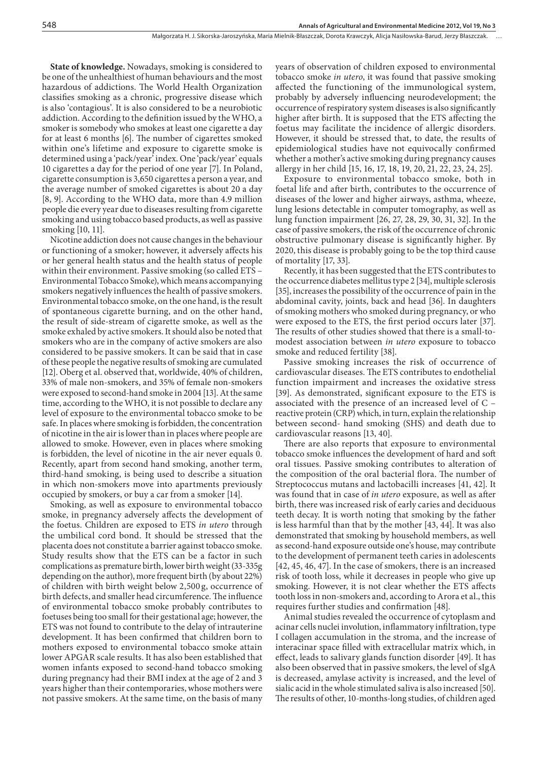**State of knowledge.** Nowadays, smoking is considered to be one of the unhealthiest of human behaviours and the most hazardous of addictions. The World Health Organization classifies smoking as a chronic, progressive disease which is also 'contagious'. It is also considered to be a neurobiotic addiction. According to the definition issued by the WHO, a smoker is somebody who smokes at least one cigarette a day for at least 6 months [6]. The number of cigarettes smoked within one's lifetime and exposure to cigarette smoke is determined using a 'pack/year' index. One 'pack/year' equals 10 cigarettes a day for the period of one year [7]. In Poland, cigarette consumption is 3,650 cigarettes a person a year, and the average number of smoked cigarettes is about 20 a day [8, 9]. According to the WHO data, more than 4.9 million people die every year due to diseases resulting from cigarette smoking and using tobacco based products, as well as passive smoking [10, 11].

Nicotine addiction does not cause changes in the behaviour or functioning of a smoker; however, it adversely affects his or her general health status and the health status of people within their environment. Passive smoking (so called ETS – Environmental Tobacco Smoke), which means accompanying smokers negatively influences the health of passive smokers. Environmental tobacco smoke, on the one hand, is the result of spontaneous cigarette burning, and on the other hand, the result of side-stream of cigarette smoke, as well as the smoke exhaled by active smokers. It should also be noted that smokers who are in the company of active smokers are also considered to be passive smokers. It can be said that in case of these people the negative results of smoking are cumulated [12]. Oberg et al. observed that, worldwide, 40% of children, 33% of male non-smokers, and 35% of female non-smokers were exposed to second-hand smoke in 2004 [13]. At the same time, according to the WHO, it is not possible to declare any level of exposure to the environmental tobacco smoke to be safe. In places where smoking is forbidden, the concentration of nicotine in the air is lower than in places where people are allowed to smoke. However, even in places where smoking is forbidden, the level of nicotine in the air never equals 0. Recently, apart from second hand smoking, another term, third-hand smoking, is being used to describe a situation in which non-smokers move into apartments previously occupied by smokers, or buy a car from a smoker [14].

Smoking, as well as exposure to environmental tobacco smoke, in pregnancy adversely affects the development of the foetus. Children are exposed to ETS *in utero* through the umbilical cord bond. It should be stressed that the placenta does not constitute a barrier against tobacco smoke. Study results show that the ETS can be a factor in such complications as premature birth, lower birth weight (33-335g depending on the author), more frequent birth (by about 22%) of children with birth weight below 2,500 g, occurrence of birth defects, and smaller head circumference. The influence of environmental tobacco smoke probably contributes to foetuses being too small for their gestational age; however, the ETS was not found to contribute to the delay of intrauterine development. It has been confirmed that children born to mothers exposed to environmental tobacco smoke attain lower APGAR scale results. It has also been established that women infants exposed to second-hand tobacco smoking during pregnancy had their BMI index at the age of 2 and 3 years higher than their contemporaries, whose mothers were not passive smokers. At the same time, on the basis of many years of observation of children exposed to environmental tobacco smoke *in utero*, it was found that passive smoking affected the functioning of the immunological system, probably by adversely influencing neurodevelopment; the occurrence of respiratory system diseases is also significantly higher after birth. It is supposed that the ETS affecting the foetus may facilitate the incidence of allergic disorders. However, it should be stressed that, to date, the results of epidemiological studies have not equivocally confirmed whether a mother's active smoking during pregnancy causes allergy in her child [15, 16, 17, 18, 19, 20, 21, 22, 23, 24, 25].

Exposure to environmental tobacco smoke, both in foetal life and after birth, contributes to the occurrence of diseases of the lower and higher airways, asthma, wheeze, lung lesions detectable in computer tomography, as well as lung function impairment [26, 27, 28, 29, 30, 31, 32]. In the case of passive smokers, the risk of the occurrence of chronic obstructive pulmonary disease is significantly higher. By 2020, this disease is probably going to be the top third cause of mortality [17, 33].

Recently, it has been suggested that the ETS contributes to the occurrence diabetes mellitus type 2 [34], multiple sclerosis [35], increases the possibility of the occurrence of pain in the abdominal cavity, joints, back and head [36]. In daughters of smoking mothers who smoked during pregnancy, or who were exposed to the ETS, the first period occurs later [37]. The results of other studies showed that there is a small-to-modest association between *in utero* exposure to tobacco smoke and reduced fertility [38].

Passive smoking increases the risk of occurrence of cardiovascular diseases. The ETS contributes to endothelial function impairment and increases the oxidative stress [39]. As demonstrated, significant exposure to the ETS is associated with the presence of an increased level of C – reactive protein (CRP) which, in turn, explain the relationship between second- hand smoking (SHS) and death due to cardiovascular reasons [13, 40].

There are also reports that exposure to environmental tobacco smoke influences the development of hard and soft oral tissues. Passive smoking contributes to alteration of the composition of the oral bacterial flora. The number of Streptococcus mutans and lactobacilli increases [41, 42]. It was found that in case of *in utero* exposure, as well as after birth, there was increased risk of early caries and deciduous teeth decay. It is worth noting that smoking by the father is less harmful than that by the mother [43, 44]. It was also demonstrated that smoking by household members, as well as second-hand exposure outside one's house, may contribute to the development of permanent teeth caries in adolescents [42, 45, 46, 47]. In the case of smokers, there is an increased risk of tooth loss, while it decreases in people who give up smoking. However, it is not clear whether the ETS affects tooth loss in non-smokers and, according to Arora et al., this requires further studies and confirmation [48].

Animal studies revealed the occurrence of cytoplasm and acinar cells nuclei involution, inflammatory infiltration, type I collagen accumulation in the stroma, and the increase of interacinar space filled with extracellular matrix which, in effect, leads to salivary glands function disorder [49]. It has also been observed that in passive smokers, the level of sIgA is decreased, amylase activity is increased, and the level of sialic acid in the whole stimulated saliva is also increased [50]. The results of other, 10-months-long studies, of children aged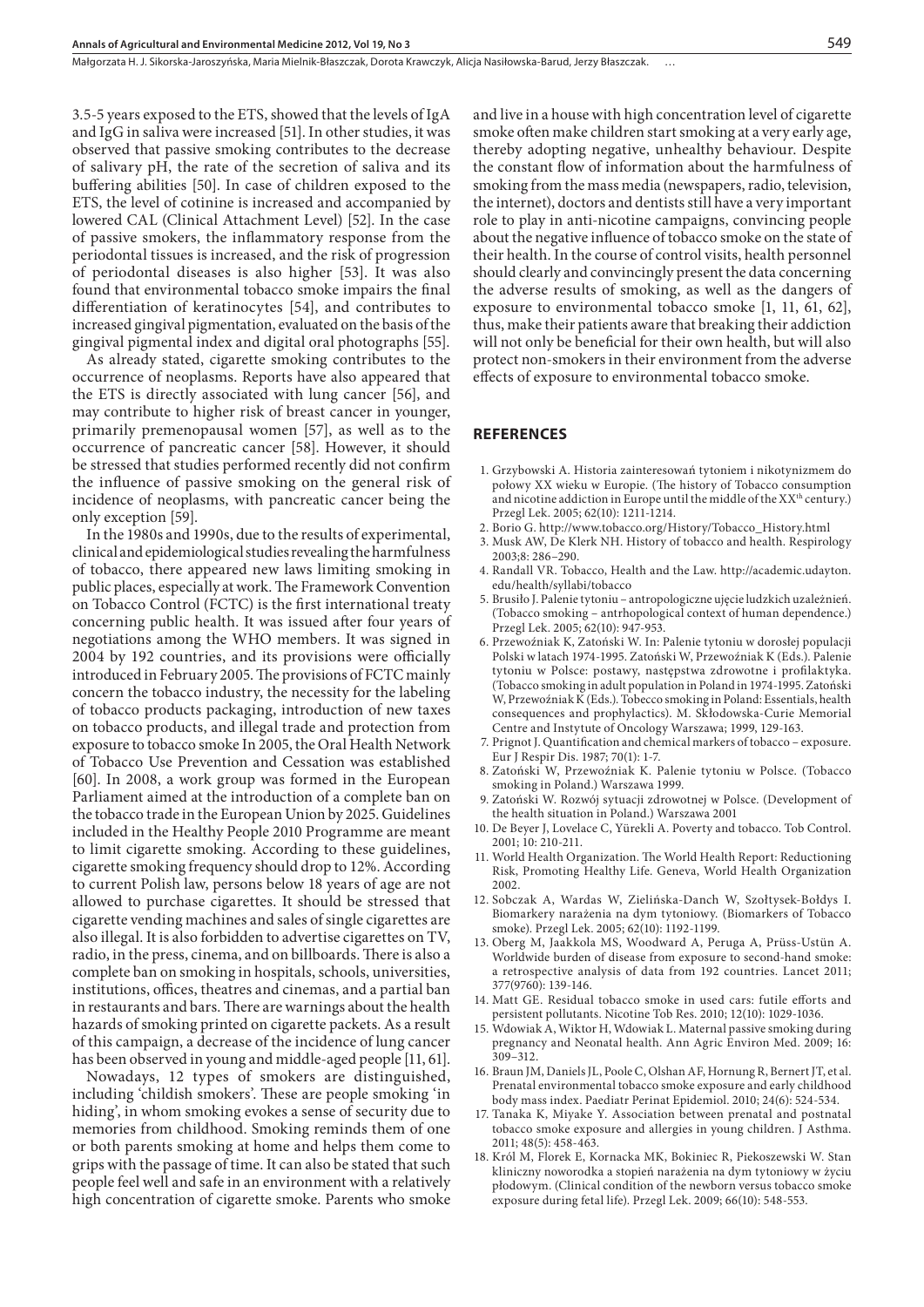3.5-5 years exposed to the ETS, showed that the levels of IgA and IgG in saliva were increased [51]. In other studies, it was observed that passive smoking contributes to the decrease of salivary pH, the rate of the secretion of saliva and its buffering abilities [50]. In case of children exposed to the ETS, the level of cotinine is increased and accompanied by lowered CAL (Clinical Attachment Level) [52]. In the case of passive smokers, the inflammatory response from the periodontal tissues is increased, and the risk of progression of periodontal diseases is also higher [53]. It was also found that environmental tobacco smoke impairs the final differentiation of keratinocytes [54], and contributes to increased gingival pigmentation, evaluated on the basis of the gingival pigmental index and digital oral photographs [55].

As already stated, cigarette smoking contributes to the occurrence of neoplasms. Reports have also appeared that the ETS is directly associated with lung cancer [56], and may contribute to higher risk of breast cancer in younger, primarily premenopausal women [57], as well as to the occurrence of pancreatic cancer [58]. However, it should be stressed that studies performed recently did not confirm the influence of passive smoking on the general risk of incidence of neoplasms, with pancreatic cancer being the only exception [59].

In the 1980s and 1990s, due to the results of experimental, clinical and epidemiological studies revealing the harmfulness of tobacco, there appeared new laws limiting smoking in public places, especially at work. The Framework Convention on Tobacco Control (FCTC) is the first international treaty concerning public health. It was issued after four years of negotiations among the WHO members. It was signed in 2004 by 192 countries, and its provisions were officially introduced in February 2005. The provisions of FCTC mainly concern the tobacco industry, the necessity for the labeling of tobacco products packaging, introduction of new taxes on tobacco products, and illegal trade and protection from exposure to tobacco smoke In 2005, the Oral Health Network of Tobacco Use Prevention and Cessation was established [60]. In 2008, a work group was formed in the European Parliament aimed at the introduction of a complete ban on the tobacco trade in the European Union by 2025. Guidelines included in the Healthy People 2010 Programme are meant to limit cigarette smoking. According to these guidelines, cigarette smoking frequency should drop to 12%. According to current Polish law, persons below 18 years of age are not allowed to purchase cigarettes. It should be stressed that cigarette vending machines and sales of single cigarettes are also illegal. It is also forbidden to advertise cigarettes on TV, radio, in the press, cinema, and on billboards. There is also a complete ban on smoking in hospitals, schools, universities, institutions, offices, theatres and cinemas, and a partial ban in restaurants and bars. There are warnings about the health hazards of smoking printed on cigarette packets. As a result of this campaign, a decrease of the incidence of lung cancer has been observed in young and middle-aged people [11, 61].

Nowadays, 12 types of smokers are distinguished, including 'childish smokers'. These are people smoking 'in hiding', in whom smoking evokes a sense of security due to memories from childhood. Smoking reminds them of one or both parents smoking at home and helps them come to grips with the passage of time. It can also be stated that such people feel well and safe in an environment with a relatively high concentration of cigarette smoke. Parents who smoke and live in a house with high concentration level of cigarette smoke often make children start smoking at a very early age, thereby adopting negative, unhealthy behaviour. Despite the constant flow of information about the harmfulness of smoking from the mass media (newspapers, radio, television, the internet), doctors and dentists still have a very important role to play in anti-nicotine campaigns, convincing people about the negative influence of tobacco smoke on the state of their health. In the course of control visits, health personnel should clearly and convincingly present the data concerning the adverse results of smoking, as well as the dangers of exposure to environmental tobacco smoke [1, 11, 61, 62], thus, make their patients aware that breaking their addiction will not only be beneficial for their own health, but will also protect non-smokers in their environment from the adverse effects of exposure to environmental tobacco smoke.

## REFERENCES

1. Grzybowski A. Historia zainteresowań tytoniem i nikotynizmem do połowy XX wieku w Europie. (The history of Tobacco consumption and nicotine addiction in Europe until the middle of the XX$^{th}$ century.) Przegl Lek. 2005; 62(10): 1211-1214.
2. Borio G. http://www.tobacco.org/History/Tobacco_History.html
3. Musk AW, De Klerk NH. History of tobacco and health. Respirology 2003;8: 286–290.
4. Randall VR. Tobacco, Health and the Law. http://academic.udayton.edu/health/syllabi/tobacco
5. Brusiło J. Palenie tytoniu – antropologiczne ujęcie ludzkich uzależnień. (Tobacco smoking – antrhopological context of human dependence.) Przegl Lek. 2005; 62(10): 947-953.
6. Przewoźniak K, Zatoński W. In: Palenie tytoniu w dorosłej populacji Polski w latach 1974-1995. Zatoński W, Przewoźniak K (Eds.). Palenie tytoniu w Polsce: postawy, następstwa zdrowotne i profilaktyka. (Tobacco smoking in adult population in Poland in 1974-1995. Zatoński W, Przewoźniak K (Eds.). Tobecco smoking in Poland: Essentials, health consequences and prophylactics). M. Skłodowska-Curie Memorial Centre and Instytute of Oncology Warszawa; 1999, 129-163.
7. Prignot J. Quantification and chemical markers of tobacco – exposure. Eur J Respir Dis. 1987; 70(1): 1-7.
8. Zatoński W, Przewoźniak K. Palenie tytoniu w Polsce. (Tobacco smoking in Poland.) Warszawa 1999.
9. Zatoński W. Rozwój sytuacji zdrowotnej w Polsce. (Development of the health situation in Poland.) Warszawa 2001
10. De Beyer J, Lovelace C, Yürekli A. Poverty and tobacco. Tob Control. 2001; 10: 210-211.
11. World Health Organization. The World Health Report: Reductioning Risk, Promoting Healthy Life. Geneva, World Health Organization 2002.
12. Sobczak A, Wardas W, Zielińska-Danch W, Szołtysek-Bołdys I. Biomarkery narażenia na dym tytoniowy. (Biomarkers of Tobacco smoke). Przegl Lek. 2005; 62(10): 1192-1199.
13. Oberg M, Jaakkola MS, Woodward A, Peruga A, Prüss-Ustün A. Worldwide burden of disease from exposure to second-hand smoke: a retrospective analysis of data from 192 countries. Lancet 2011; 377(9760): 139-146.
14. Matt GE. Residual tobacco smoke in used cars: futile efforts and persistent pollutants. Nicotine Tob Res. 2010; 12(10): 1029-1036.
15. Wdowiak A, Wiktor H, Wdowiak L. Maternal passive smoking during pregnancy and Neonatal health. Ann Agric Environ Med. 2009; 16: 309–312.
16. Braun JM, Daniels JL, Poole C, Olshan AF, Hornung R, Bernert JT, et al. Prenatal environmental tobacco smoke exposure and early childhood body mass index. Paediatr Perinat Epidemiol. 2010; 24(6): 524-534.
17. Tanaka K, Miyake Y. Association between prenatal and postnatal tobacco smoke exposure and allergies in young children. J Asthma. 2011; 48(5): 458-463.
18. Król M, Florek E, Kornacka MK, Bokiniec R, Piekoszewski W. Stan kliniczny noworodka a stopień narażenia na dym tytoniowy w życiu płodowym. (Clinical condition of the newborn versus tobacco smoke exposure during fetal life). Przegl Lek. 2009; 66(10): 548-553.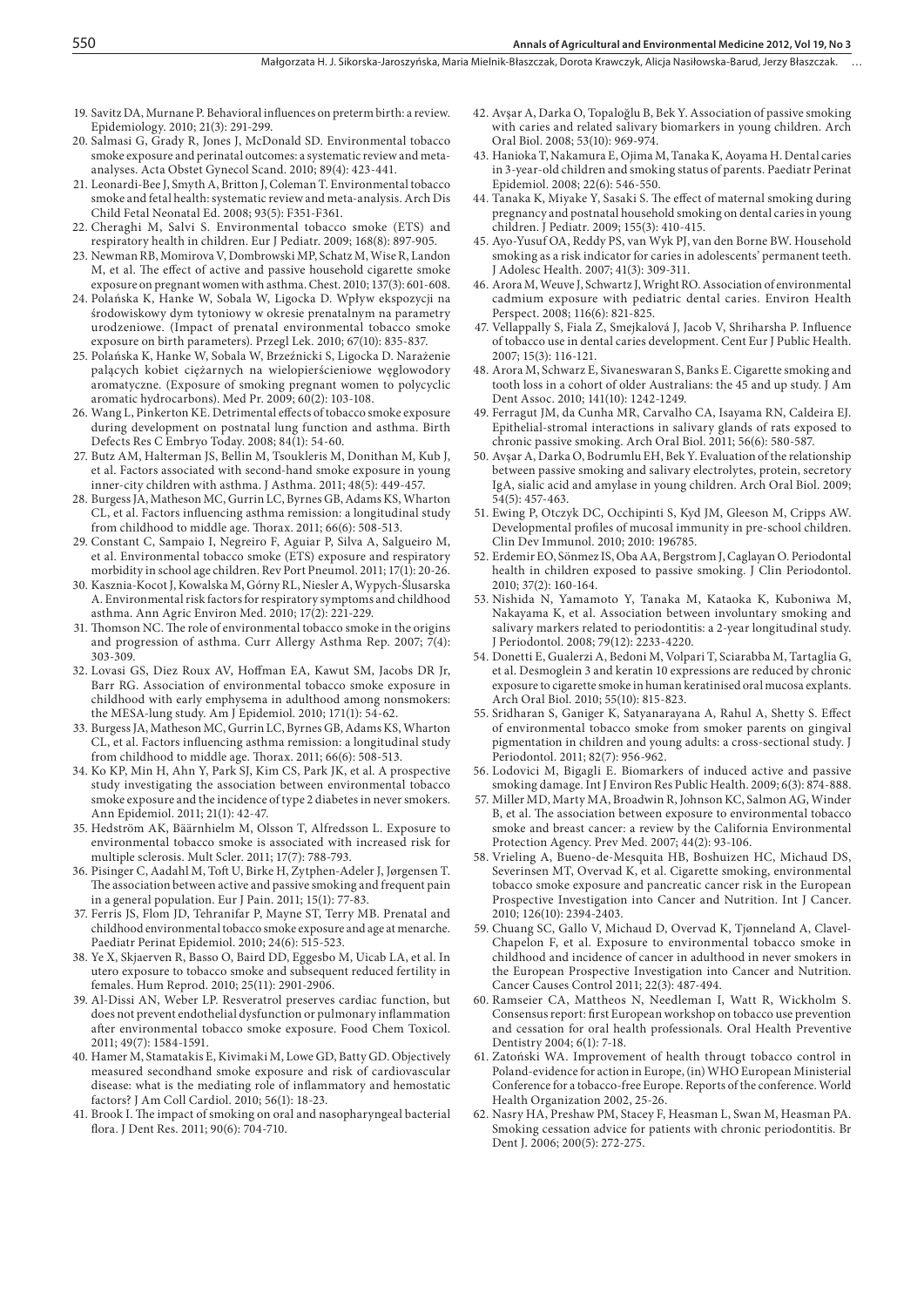19. Savitz DA, Murnane P. Behavioral influences on preterm birth: a review. Epidemiology. 2010; 21(3): 291-299.
20. Salmasi G, Grady R, Jones J, McDonald SD. Environmental tobacco smoke exposure and perinatal outcomes: a systematic review and meta-analyses. Acta Obstet Gynecol Scand. 2010; 89(4): 423-441.
21. Leonardi-Bee J, Smyth A, Britton J, Coleman T. Environmental tobacco smoke and fetal health: systematic review and meta-analysis. Arch Dis Child Fetal Neonatal Ed. 2008; 93(5): F351-F361.
22. Cheraghi M, Salvi S. Environmental tobacco smoke (ETS) and respiratory health in children. Eur J Pediatr. 2009; 168(8): 897-905.
23. Newman RB, Momirova V, Dombrowski MP, Schatz M, Wise R, Landon M, et al. The effect of active and passive household cigarette smoke exposure on pregnant women with asthma. Chest. 2010; 137(3): 601-608.
24. Polańska K, Hanke W, Sobala W, Ligocka D. Wpływ ekspozycji na środowiskowy dym tytoniowy w okresie prenatalnym na parametry urodzeniowe. (Impact of prenatal environmental tobacco smoke exposure on birth parameters). Przegl Lek. 2010; 67(10): 835-837.
25. Polańska K, Hanke W, Sobala W, Brzeźnicki S, Ligocka D. Narażenie palących kobiet ciężarnych na wielopierścieniowe węglowodory aromatyczne. (Exposure of smoking pregnant women to polycyclic aromatic hydrocarbons). Med Pr. 2009; 60(2): 103-108.
26. Wang L, Pinkerton KE. Detrimental effects of tobacco smoke exposure during development on postnatal lung function and asthma. Birth Defects Res C Embryo Today. 2008; 84(1): 54-60.
27. Butz AM, Halterman JS, Bellin M, Tsoukleris M, Donithan M, Kub J, et al. Factors associated with second-hand smoke exposure in young inner-city children with asthma. J Asthma. 2011; 48(5): 449-457.
28. Burgess JA, Matheson MC, Gurrin LC, Byrnes GB, Adams KS, Wharton CL, et al. Factors influencing asthma remission: a longitudinal study from childhood to middle age. Thorax. 2011; 66(6): 508-513.
29. Constant C, Sampaio I, Negreiro F, Aguiar P, Silva A, Salgueiro M, et al. Environmental tobacco smoke (ETS) exposure and respiratory morbidity in school age children. Rev Port Pneumol. 2011; 17(1): 20-26.
30. Kasznia-Kocot J, Kowalska M, Górny RL, Niesler A, Wypych-Ślusarska A. Environmental risk factors for respiratory symptoms and childhood asthma. Ann Agric Environ Med. 2010; 17(2): 221-229.
31. Thomson NC. The role of environmental tobacco smoke in the origins and progression of asthma. Curr Allergy Asthma Rep. 2007; 7(4): 303-309.
32. Lovasi GS, Diez Roux AV, Hoffman EA, Kawut SM, Jacobs DR Jr, Barr RG. Association of environmental tobacco smoke exposure in childhood with early emphysema in adulthood among nonsmokers: the MESA-lung study. Am J Epidemiol. 2010; 171(1): 54-62.
33. Burgess JA, Matheson MC, Gurrin LC, Byrnes GB, Adams KS, Wharton CL, et al. Factors influencing asthma remission: a longitudinal study from childhood to middle age. Thorax. 2011; 66(6): 508-513.
34. Ko KP, Min H, Ahn Y, Park SJ, Kim CS, Park JK, et al. A prospective study investigating the association between environmental tobacco smoke exposure and the incidence of type 2 diabetes in never smokers. Ann Epidemiol. 2011; 21(1): 42-47.
35. Hedström AK, Bäärnhielm M, Olsson T, Alfredsson L. Exposure to environmental tobacco smoke is associated with increased risk for multiple sclerosis. Mult Scler. 2011; 17(7): 788-793.
36. Pisinger C, Aadahl M, Toft U, Birke H, Zytphen-Adeler J, Jørgensen T. The association between active and passive smoking and frequent pain in a general population. Eur J Pain. 2011; 15(1): 77-83.
37. Ferris JS, Flom JD, Tehranifar P, Mayne ST, Terry MB. Prenatal and childhood environmental tobacco smoke exposure and age at menarche. Paediatr Perinat Epidemiol. 2010; 24(6): 515-523.
38. Ye X, Skjaerven R, Basso O, Baird DD, Eggesbo M, Uicab LA, et al. In utero exposure to tobacco smoke and subsequent reduced fertility in females. Hum Reprod. 2010; 25(11): 2901-2906.
39. Al-Dissi AN, Weber LP. Resveratrol preserves cardiac function, but does not prevent endothelial dysfunction or pulmonary inflammation after environmental tobacco smoke exposure. Food Chem Toxicol. 2011; 49(7): 1584-1591.
40. Hamer M, Stamatakis E, Kivimaki M, Lowe GD, Batty GD. Objectively measured secondhand smoke exposure and risk of cardiovascular disease: what is the mediating role of inflammatory and hemostatic factors? J Am Coll Cardiol. 2010; 56(1): 18-23.
41. Brook I. The impact of smoking on oral and nasopharyngeal bacterial flora. J Dent Res. 2011; 90(6): 704-710.
42. Avşar A, Darka O, Topaloğlu B, Bek Y. Association of passive smoking with caries and related salivary biomarkers in young children. Arch Oral Biol. 2008; 53(10): 969-974.
43. Hanioka T, Nakamura E, Ojima M, Tanaka K, Aoyama H. Dental caries in 3-year-old children and smoking status of parents. Paediatr Perinat Epidemiol. 2008; 22(6): 546-550.
44. Tanaka K, Miyake Y, Sasaki S. The effect of maternal smoking during pregnancy and postnatal household smoking on dental caries in young children. J Pediatr. 2009; 155(3): 410-415.
45. Ayo-Yusuf OA, Reddy PS, van Wyk PJ, van den Borne BW. Household smoking as a risk indicator for caries in adolescents' permanent teeth. J Adolesc Health. 2007; 41(3): 309-311.
46. Arora M, Weuve J, Schwartz J, Wright RO. Association of environmental cadmium exposure with pediatric dental caries. Environ Health Perspect. 2008; 116(6): 821-825.
47. Vellappally S, Fiala Z, Smejkalová J, Jacob V, Shriharsha P. Influence of tobacco use in dental caries development. Cent Eur J Public Health. 2007; 15(3): 116-121.
48. Arora M, Schwarz E, Sivaneswaran S, Banks E. Cigarette smoking and tooth loss in a cohort of older Australians: the 45 and up study. J Am Dent Assoc. 2010; 141(10): 1242-1249.
49. Ferragut JM, da Cunha MR, Carvalho CA, Isayama RN, Caldeira EJ. Epithelial-stromal interactions in salivary glands of rats exposed to chronic passive smoking. Arch Oral Biol. 2011; 56(6): 580-587.
50. Avşar A, Darka O, Bodrumlu EH, Bek Y. Evaluation of the relationship between passive smoking and salivary electrolytes, protein, secretory IgA, sialic acid and amylase in young children. Arch Oral Biol. 2009; 54(5): 457-463.
51. Ewing P, Otczyk DC, Occhipinti S, Kyd JM, Gleeson M, Cripps AW. Developmental profiles of mucosal immunity in pre-school children. Clin Dev Immunol. 2010; 2010: 196785.
52. Erdemir EO, Sönmez IS, Oba AA, Bergstrom J, Caglayan O. Periodontal health in children exposed to passive smoking. J Clin Periodontol. 2010; 37(2): 160-164.
53. Nishida N, Yamamoto Y, Tanaka M, Kataoka K, Kuboniwa M, Nakayama K, et al. Association between involuntary smoking and salivary markers related to periodontitis: a 2-year longitudinal study. J Periodontol. 2008; 79(12): 2233-4220.
54. Donetti E, Gualerzi A, Bedoni M, Volpari T, Sciarabba M, Tartaglia G, et al. Desmoglein 3 and keratin 10 expressions are reduced by chronic exposure to cigarette smoke in human keratinised oral mucosa explants. Arch Oral Biol. 2010; 55(10): 815-823.
55. Sridharan S, Ganiger K, Satyanarayana A, Rahul A, Shetty S. Effect of environmental tobacco smoke from smoker parents on gingival pigmentation in children and young adults: a cross-sectional study. J Periodontol. 2011; 82(7): 956-962.
56. Lodovici M, Bigagli E. Biomarkers of induced active and passive smoking damage. Int J Environ Res Public Health. 2009; 6(3): 874-888.
57. Miller MD, Marty MA, Broadwin R, Johnson KC, Salmon AG, Winder B, et al. The association between exposure to environmental tobacco smoke and breast cancer: a review by the California Environmental Protection Agency. Prev Med. 2007; 44(2): 93-106.
58. Vrieling A, Bueno-de-Mesquita HB, Boshuizen HC, Michaud DS, Severinsen MT, Overvad K, et al. Cigarette smoking, environmental tobacco smoke exposure and pancreatic cancer risk in the European Prospective Investigation into Cancer and Nutrition. Int J Cancer. 2010; 126(10): 2394-2403.
59. Chuang SC, Gallo V, Michaud D, Overvad K, Tjønneland A, Clavel-Chapelon F, et al. Exposure to environmental tobacco smoke in childhood and incidence of cancer in adulthood in never smokers in the European Prospective Investigation into Cancer and Nutrition. Cancer Causes Control 2011; 22(3): 487-494.
60. Ramseier CA, Mattheos N, Needleman I, Watt R, Wickholm S. Consensus report: first European workshop on tobacco use prevention and cessation for oral health professionals. Oral Health Preventive Dentistry 2004; 6(1): 7-18.
61. Zatoński WA. Improvement of health througt tobacco control in Poland-evidence for action in Europe, (in) WHO European Ministerial Conference for a tobacco-free Europe. Reports of the conference. World Health Organization 2002, 25-26.
62. Nasry HA, Preshaw PM, Stacey F, Heasman L, Swan M, Heasman PA. Smoking cessation advice for patients with chronic periodontitis. Br Dent J. 2006; 200(5): 272-275.